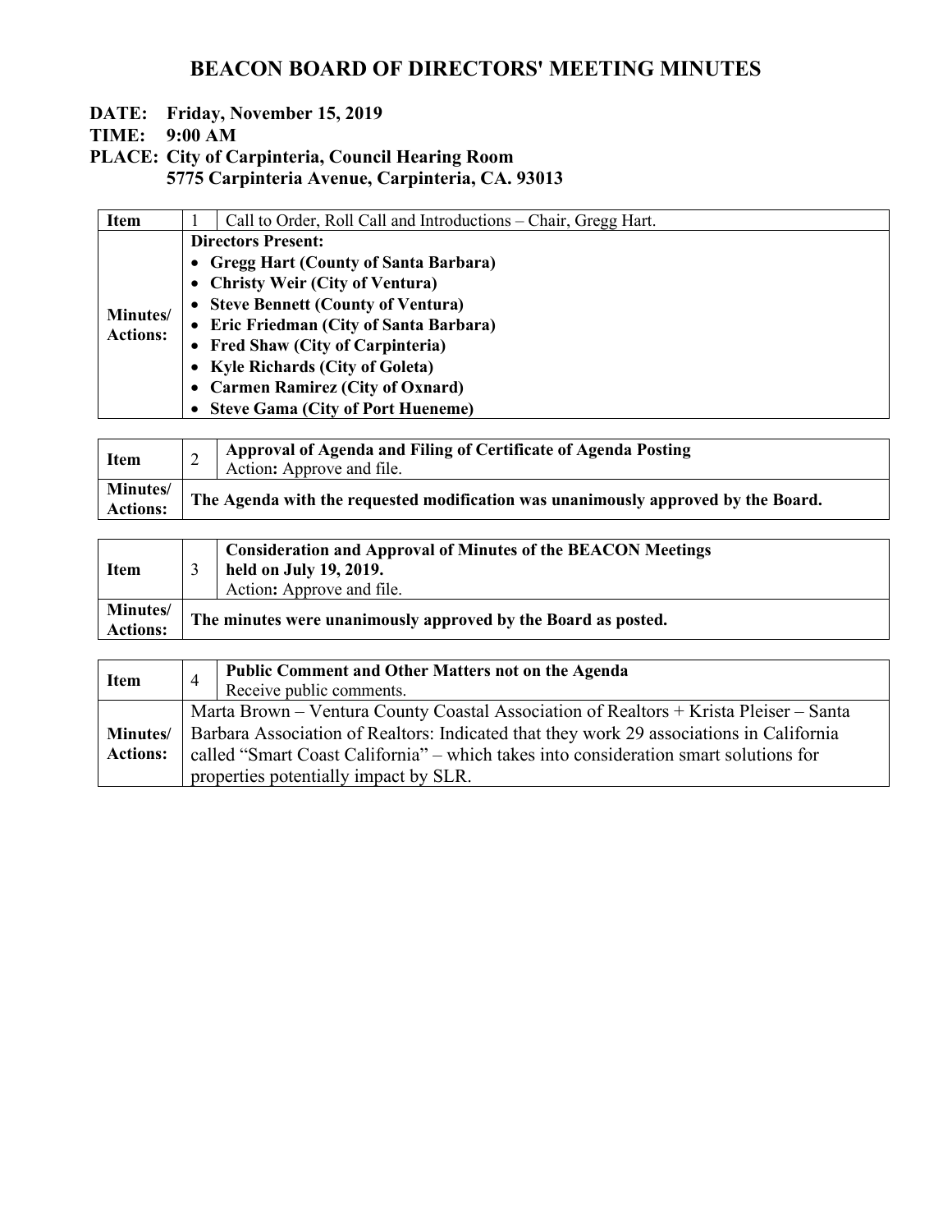# BEACON BOARD OF DIRECTORS' MEETING MINUTES

**DATE: Friday, November 15, 2019**
**TIME: 9:00 AM**
**PLACE: City of Carpinteria, Council Hearing Room**
**5775 Carpinteria Avenue, Carpinteria, CA. 93013**

| **Item** | 1 | Call to Order, Roll Call and Introductions – Chair, Gregg Hart. |
|---|---|---|
| **Minutes/ Actions:** | **Directors Present:**<br>• **Gregg Hart (County of Santa Barbara)**<br>• **Christy Weir (City of Ventura)**<br>• **Steve Bennett (County of Ventura)**<br>• **Eric Friedman (City of Santa Barbara)**<br>• **Fred Shaw (City of Carpinteria)**<br>• **Kyle Richards (City of Goleta)**<br>• **Carmen Ramirez (City of Oxnard)**<br>• **Steve Gama (City of Port Hueneme)** | |

| **Item** | 2 | **Approval of Agenda and Filing of Certificate of Agenda Posting**<br>Action**:** Approve and file. |
|---|---|---|
| **Minutes/ Actions:** | **The Agenda with the requested modification was unanimously approved by the Board.** | |

| **Item** | 3 | **Consideration and Approval of Minutes of the BEACON Meetings held on July 19, 2019.**<br>Action**:** Approve and file. |
|---|---|---|
| **Minutes/ Actions:** | **The minutes were unanimously approved by the Board as posted.** | |

| **Item** | 4 | **Public Comment and Other Matters not on the Agenda**<br>Receive public comments. |
|---|---|---|
| **Minutes/ Actions:** | Marta Brown – Ventura County Coastal Association of Realtors + Krista Pleiser – Santa Barbara Association of Realtors: Indicated that they work 29 associations in California called "Smart Coast California" – which takes into consideration smart solutions for properties potentially impact by SLR. | |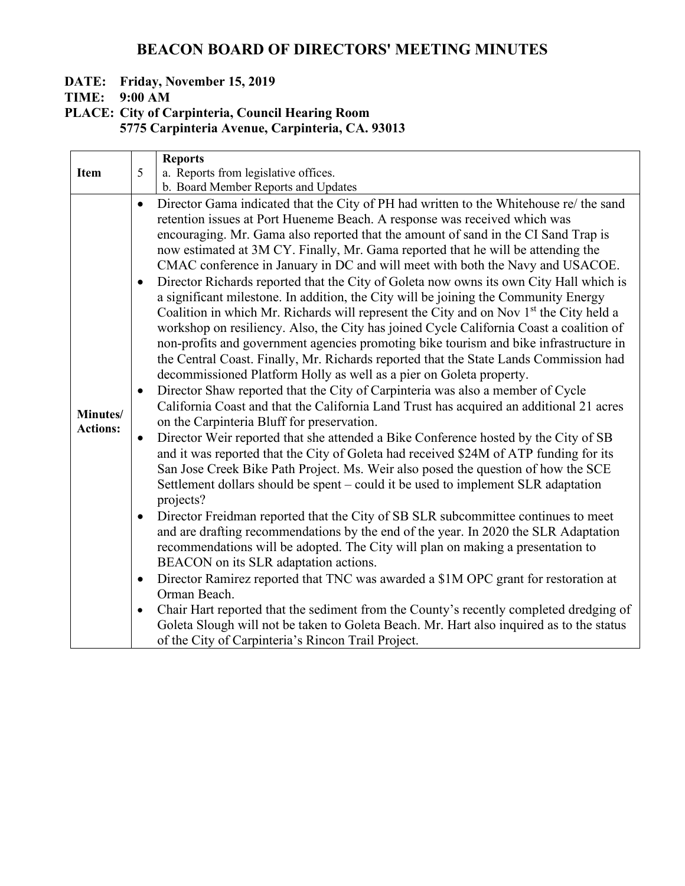# BEACON BOARD OF DIRECTORS' MEETING MINUTES

**DATE: Friday, November 15, 2019**
**TIME: 9:00 AM**
**PLACE: City of Carpinteria, Council Hearing Room**
**5775 Carpinteria Avenue, Carpinteria, CA. 93013**

| **Item** | 5 | **Reports**<br>a. Reports from legislative offices.<br>b. Board Member Reports and Updates |
|---|---|---|
| **Minutes/ Actions:** | | • Director Gama indicated that the City of PH had written to the Whitehouse re/ the sand retention issues at Port Hueneme Beach. A response was received which was encouraging. Mr. Gama also reported that the amount of sand in the CI Sand Trap is now estimated at 3M CY. Finally, Mr. Gama reported that he will be attending the CMAC conference in January in DC and will meet with both the Navy and USACOE.<br>• Director Richards reported that the City of Goleta now owns its own City Hall which is a significant milestone. In addition, the City will be joining the Community Energy Coalition in which Mr. Richards will represent the City and on Nov 1st the City held a workshop on resiliency. Also, the City has joined Cycle California Coast a coalition of non-profits and government agencies promoting bike tourism and bike infrastructure in the Central Coast. Finally, Mr. Richards reported that the State Lands Commission had decommissioned Platform Holly as well as a pier on Goleta property.<br>• Director Shaw reported that the City of Carpinteria was also a member of Cycle California Coast and that the California Land Trust has acquired an additional 21 acres on the Carpinteria Bluff for preservation.<br>• Director Weir reported that she attended a Bike Conference hosted by the City of SB and it was reported that the City of Goleta had received $24M of ATP funding for its San Jose Creek Bike Path Project. Ms. Weir also posed the question of how the SCE Settlement dollars should be spent – could it be used to implement SLR adaptation projects?<br>• Director Freidman reported that the City of SB SLR subcommittee continues to meet and are drafting recommendations by the end of the year. In 2020 the SLR Adaptation recommendations will be adopted. The City will plan on making a presentation to BEACON on its SLR adaptation actions.<br>• Director Ramirez reported that TNC was awarded a $1M OPC grant for restoration at Orman Beach.<br>• Chair Hart reported that the sediment from the County's recently completed dredging of Goleta Slough will not be taken to Goleta Beach. Mr. Hart also inquired as to the status of the City of Carpinteria's Rincon Trail Project. |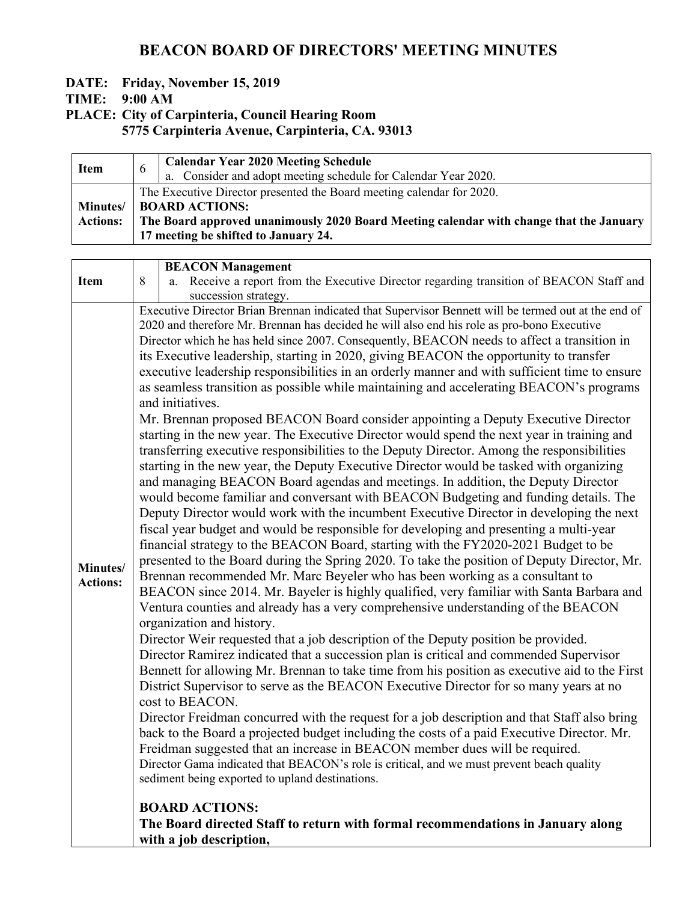# BEACON BOARD OF DIRECTORS' MEETING MINUTES

**DATE: Friday, November 15, 2019**

**TIME: 9:00 AM**

**PLACE: City of Carpinteria, Council Hearing Room**
**5775 Carpinteria Avenue, Carpinteria, CA. 93013**

| **Item** | 6 | **Calendar Year 2020 Meeting Schedule**<br>a. Consider and adopt meeting schedule for Calendar Year 2020. |
|---|---|---|
| **Minutes/ Actions:** | The Executive Director presented the Board meeting calendar for 2020.<br>**BOARD ACTIONS:**<br>**The Board approved unanimously 2020 Board Meeting calendar with change that the January 17 meeting be shifted to January 24.** | |

| **Item** | 8 | **BEACON Management**<br>a. Receive a report from the Executive Director regarding transition of BEACON Staff and succession strategy. |
|---|---|---|
| **Minutes/ Actions:** | Executive Director Brian Brennan indicated that Supervisor Bennett will be termed out at the end of 2020 and therefore Mr. Brennan has decided he will also end his role as pro-bono Executive Director which he has held since 2007. Consequently, BEACON needs to affect a transition in its Executive leadership, starting in 2020, giving BEACON the opportunity to transfer executive leadership responsibilities in an orderly manner and with sufficient time to ensure as seamless transition as possible while maintaining and accelerating BEACON's programs and initiatives.<br>Mr. Brennan proposed BEACON Board consider appointing a Deputy Executive Director starting in the new year. The Executive Director would spend the next year in training and transferring executive responsibilities to the Deputy Director. Among the responsibilities starting in the new year, the Deputy Executive Director would be tasked with organizing and managing BEACON Board agendas and meetings. In addition, the Deputy Director would become familiar and conversant with BEACON Budgeting and funding details. The Deputy Director would work with the incumbent Executive Director in developing the next fiscal year budget and would be responsible for developing and presenting a multi-year financial strategy to the BEACON Board, starting with the FY2020-2021 Budget to be presented to the Board during the Spring 2020. To take the position of Deputy Director, Mr. Brennan recommended Mr. Marc Beyeler who has been working as a consultant to BEACON since 2014. Mr. Bayeler is highly qualified, very familiar with Santa Barbara and Ventura counties and already has a very comprehensive understanding of the BEACON organization and history.<br>Director Weir requested that a job description of the Deputy position be provided.<br>Director Ramirez indicated that a succession plan is critical and commended Supervisor Bennett for allowing Mr. Brennan to take time from his position as executive aid to the First District Supervisor to serve as the BEACON Executive Director for so many years at no cost to BEACON.<br>Director Freidman concurred with the request for a job description and that Staff also bring back to the Board a projected budget including the costs of a paid Executive Director. Mr. Freidman suggested that an increase in BEACON member dues will be required.<br>Director Gama indicated that BEACON's role is critical, and we must prevent beach quality sediment being exported to upland destinations.<br><br>**BOARD ACTIONS:**<br>**The Board directed Staff to return with formal recommendations in January along with a job description,** | |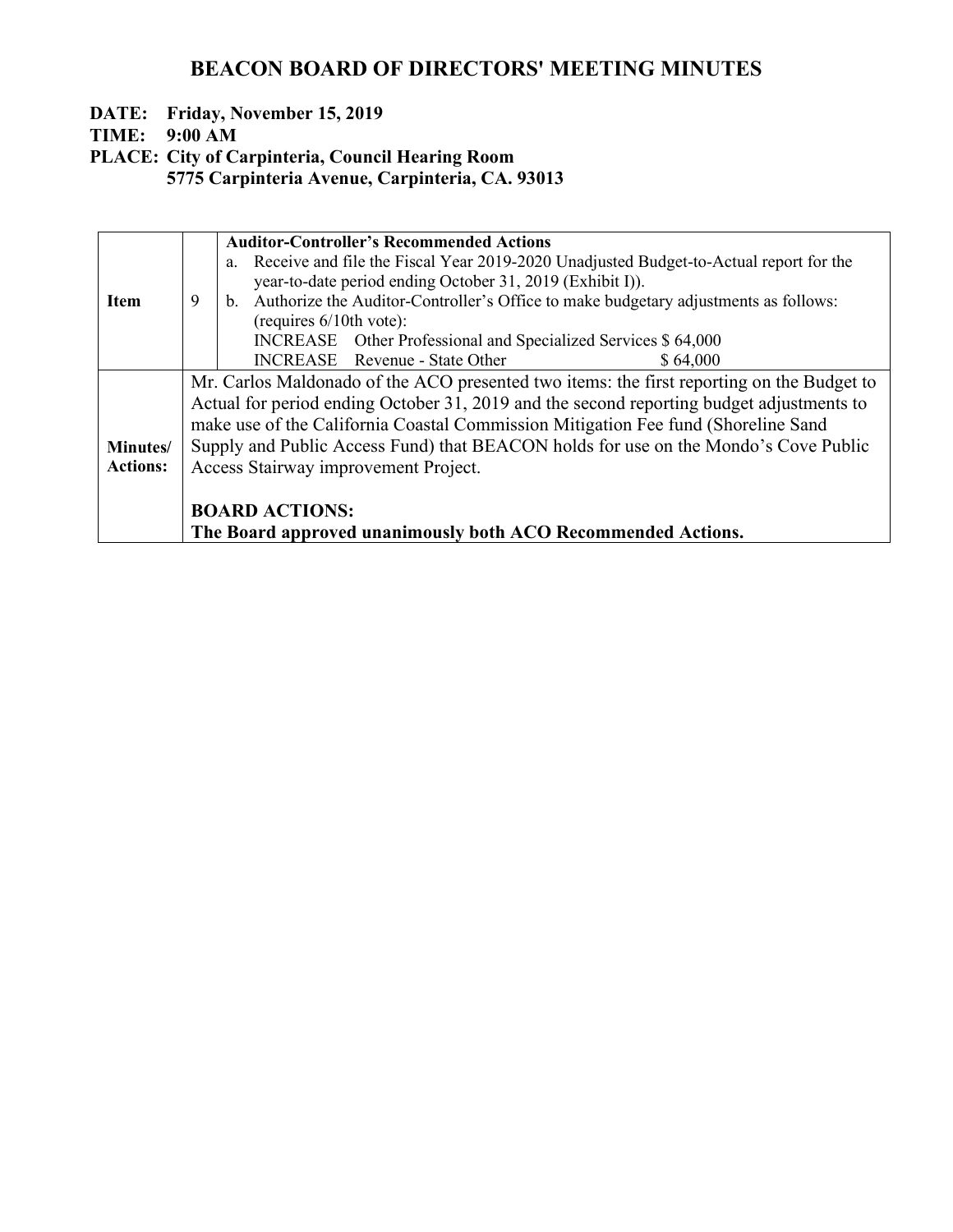# BEACON BOARD OF DIRECTORS' MEETING MINUTES

**DATE: Friday, November 15, 2019**
**TIME: 9:00 AM**
**PLACE: City of Carpinteria, Council Hearing Room**
**5775 Carpinteria Avenue, Carpinteria, CA. 93013**

| **Item** | 9 | **Auditor-Controller's Recommended Actions**<br>a. Receive and file the Fiscal Year 2019-2020 Unadjusted Budget-to-Actual report for the year-to-date period ending October 31, 2019 (Exhibit I)).<br>b. Authorize the Auditor-Controller's Office to make budgetary adjustments as follows: (requires 6/10th vote):<br>INCREASE Other Professional and Specialized Services $ 64,000<br>INCREASE Revenue - State Other $ 64,000 |
|---|---|---|
| **Minutes/ Actions:** | Mr. Carlos Maldonado of the ACO presented two items: the first reporting on the Budget to Actual for period ending October 31, 2019 and the second reporting budget adjustments to make use of the California Coastal Commission Mitigation Fee fund (Shoreline Sand Supply and Public Access Fund) that BEACON holds for use on the Mondo's Cove Public Access Stairway improvement Project.<br><br>**BOARD ACTIONS:**<br>**The Board approved unanimously both ACO Recommended Actions.** | |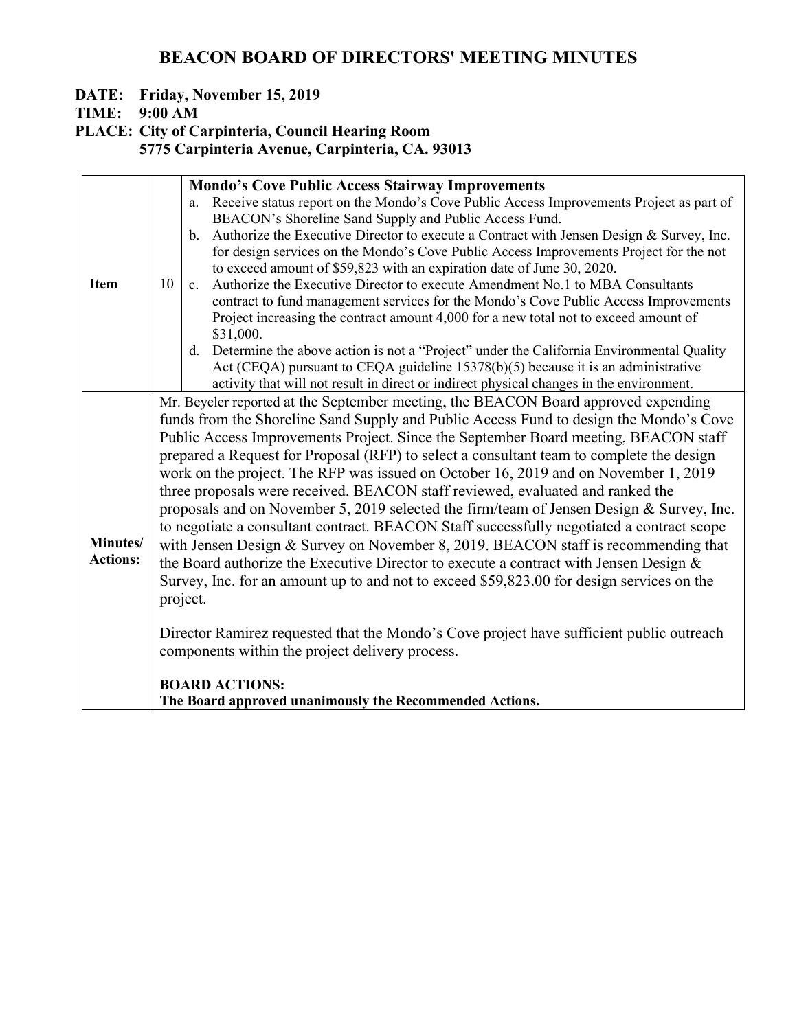# BEACON BOARD OF DIRECTORS' MEETING MINUTES

**DATE: Friday, November 15, 2019**
**TIME: 9:00 AM**
**PLACE: City of Carpinteria, Council Hearing Room**
**5775 Carpinteria Avenue, Carpinteria, CA. 93013**

| | | |
|---|---|---|
| **Item** | 10 | **Mondo's Cove Public Access Stairway Improvements**<br>a. Receive status report on the Mondo's Cove Public Access Improvements Project as part of BEACON's Shoreline Sand Supply and Public Access Fund.<br>b. Authorize the Executive Director to execute a Contract with Jensen Design & Survey, Inc. for design services on the Mondo's Cove Public Access Improvements Project for the not to exceed amount of $59,823 with an expiration date of June 30, 2020.<br>c. Authorize the Executive Director to execute Amendment No.1 to MBA Consultants contract to fund management services for the Mondo's Cove Public Access Improvements Project increasing the contract amount 4,000 for a new total not to exceed amount of $31,000.<br>d. Determine the above action is not a "Project" under the California Environmental Quality Act (CEQA) pursuant to CEQA guideline 15378(b)(5) because it is an administrative activity that will not result in direct or indirect physical changes in the environment. |
| **Minutes/ Actions:** | | Mr. Beyeler reported at the September meeting, the BEACON Board approved expending funds from the Shoreline Sand Supply and Public Access Fund to design the Mondo's Cove Public Access Improvements Project. Since the September Board meeting, BEACON staff prepared a Request for Proposal (RFP) to select a consultant team to complete the design work on the project. The RFP was issued on October 16, 2019 and on November 1, 2019 three proposals were received. BEACON staff reviewed, evaluated and ranked the proposals and on November 5, 2019 selected the firm/team of Jensen Design & Survey, Inc. to negotiate a consultant contract. BEACON Staff successfully negotiated a contract scope with Jensen Design & Survey on November 8, 2019. BEACON staff is recommending that the Board authorize the Executive Director to execute a contract with Jensen Design & Survey, Inc. for an amount up to and not to exceed $59,823.00 for design services on the project.<br><br>Director Ramirez requested that the Mondo's Cove project have sufficient public outreach components within the project delivery process.<br><br>**BOARD ACTIONS:**<br>**The Board approved unanimously the Recommended Actions.** |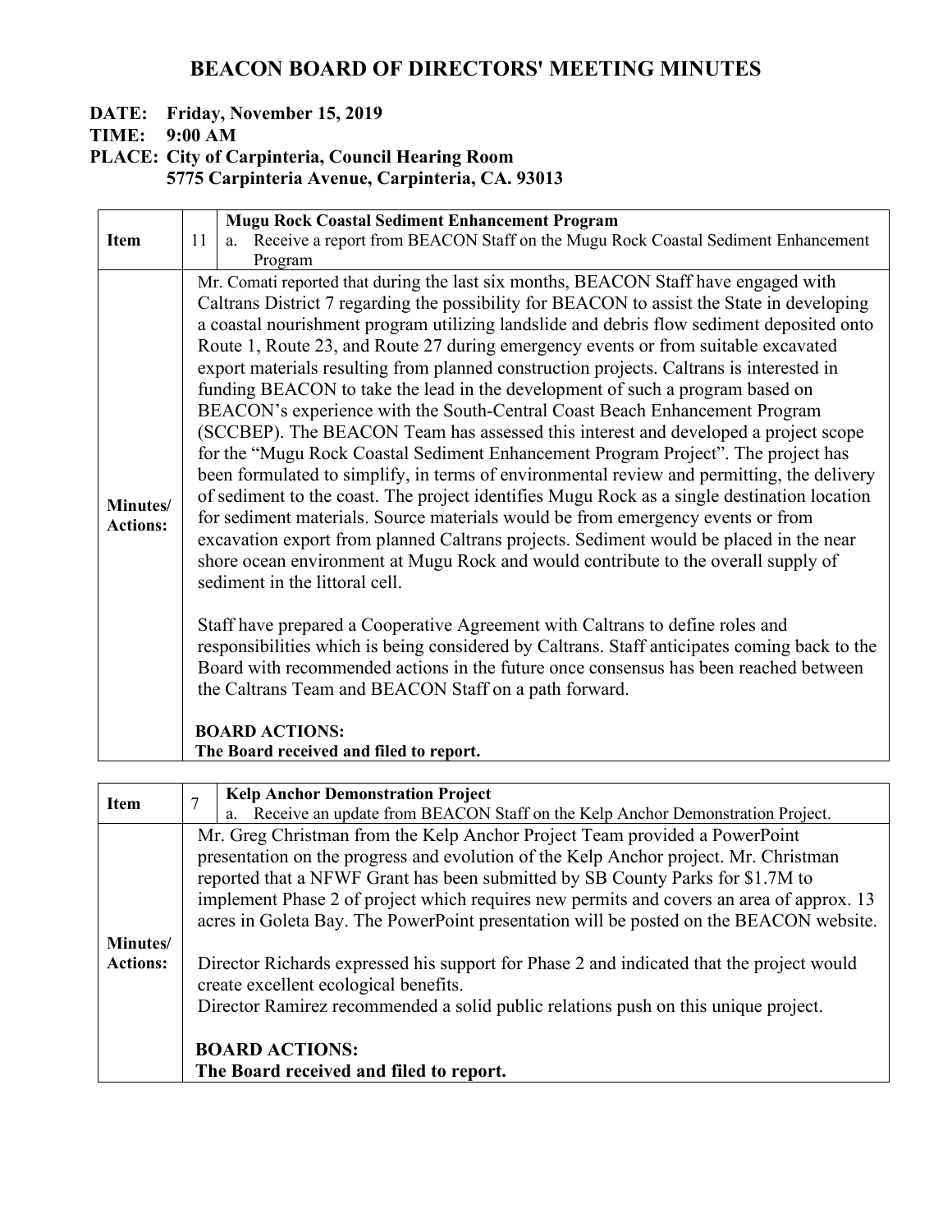# BEACON BOARD OF DIRECTORS' MEETING MINUTES

**DATE: Friday, November 15, 2019**

**TIME: 9:00 AM**

**PLACE: City of Carpinteria, Council Hearing Room**
**5775 Carpinteria Avenue, Carpinteria, CA. 93013**

| Item | 11 | **Mugu Rock Coastal Sediment Enhancement Program**<br>a. Receive a report from BEACON Staff on the Mugu Rock Coastal Sediment Enhancement Program |
|---|---|---|
| **Minutes/ Actions:** | | Mr. Comati reported that during the last six months, BEACON Staff have engaged with Caltrans District 7 regarding the possibility for BEACON to assist the State in developing a coastal nourishment program utilizing landslide and debris flow sediment deposited onto Route 1, Route 23, and Route 27 during emergency events or from suitable excavated export materials resulting from planned construction projects. Caltrans is interested in funding BEACON to take the lead in the development of such a program based on BEACON's experience with the South-Central Coast Beach Enhancement Program (SCCBEP). The BEACON Team has assessed this interest and developed a project scope for the "Mugu Rock Coastal Sediment Enhancement Program Project". The project has been formulated to simplify, in terms of environmental review and permitting, the delivery of sediment to the coast. The project identifies Mugu Rock as a single destination location for sediment materials. Source materials would be from emergency events or from excavation export from planned Caltrans projects. Sediment would be placed in the near shore ocean environment at Mugu Rock and would contribute to the overall supply of sediment in the littoral cell.<br><br>Staff have prepared a Cooperative Agreement with Caltrans to define roles and responsibilities which is being considered by Caltrans. Staff anticipates coming back to the Board with recommended actions in the future once consensus has been reached between the Caltrans Team and BEACON Staff on a path forward.<br><br>**BOARD ACTIONS:**<br>**The Board received and filed to report.** |

| Item | 7 | **Kelp Anchor Demonstration Project**<br>a. Receive an update from BEACON Staff on the Kelp Anchor Demonstration Project. |
|---|---|---|
| **Minutes/ Actions:** | | Mr. Greg Christman from the Kelp Anchor Project Team provided a PowerPoint presentation on the progress and evolution of the Kelp Anchor project. Mr. Christman reported that a NFWF Grant has been submitted by SB County Parks for \$1.7M to implement Phase 2 of project which requires new permits and covers an area of approx. 13 acres in Goleta Bay. The PowerPoint presentation will be posted on the BEACON website.<br><br>Director Richards expressed his support for Phase 2 and indicated that the project would create excellent ecological benefits.<br>Director Ramirez recommended a solid public relations push on this unique project.<br><br>**BOARD ACTIONS:**<br>**The Board received and filed to report.** |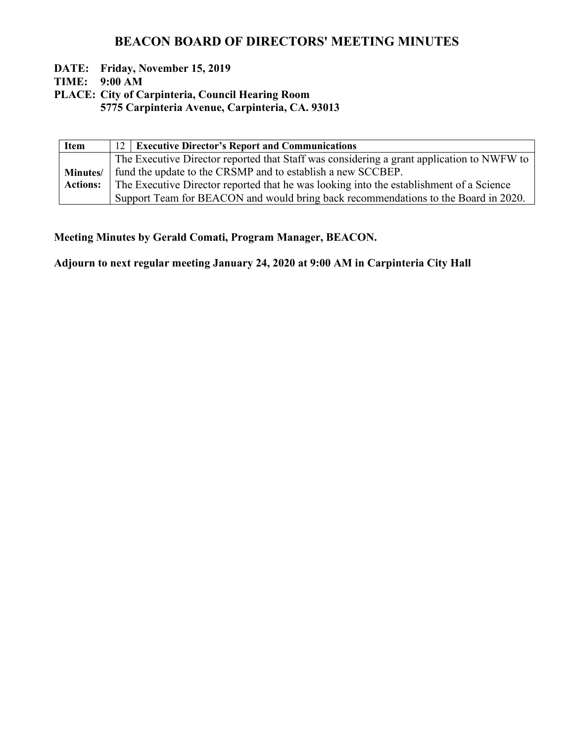# BEACON BOARD OF DIRECTORS' MEETING MINUTES

**DATE: Friday, November 15, 2019**
**TIME: 9:00 AM**
**PLACE: City of Carpinteria, Council Hearing Room**
**5775 Carpinteria Avenue, Carpinteria, CA. 93013**

| | | |
|---|---|---|
| **Item** | 12 | **Executive Director's Report and Communications** |
| **Minutes/ Actions:** | The Executive Director reported that Staff was considering a grant application to NWFW to fund the update to the CRSMP and to establish a new SCCBEP.<br>The Executive Director reported that he was looking into the establishment of a Science Support Team for BEACON and would bring back recommendations to the Board in 2020. | |

**Meeting Minutes by Gerald Comati, Program Manager, BEACON.**

**Adjourn to next regular meeting January 24, 2020 at 9:00 AM in Carpinteria City Hall**